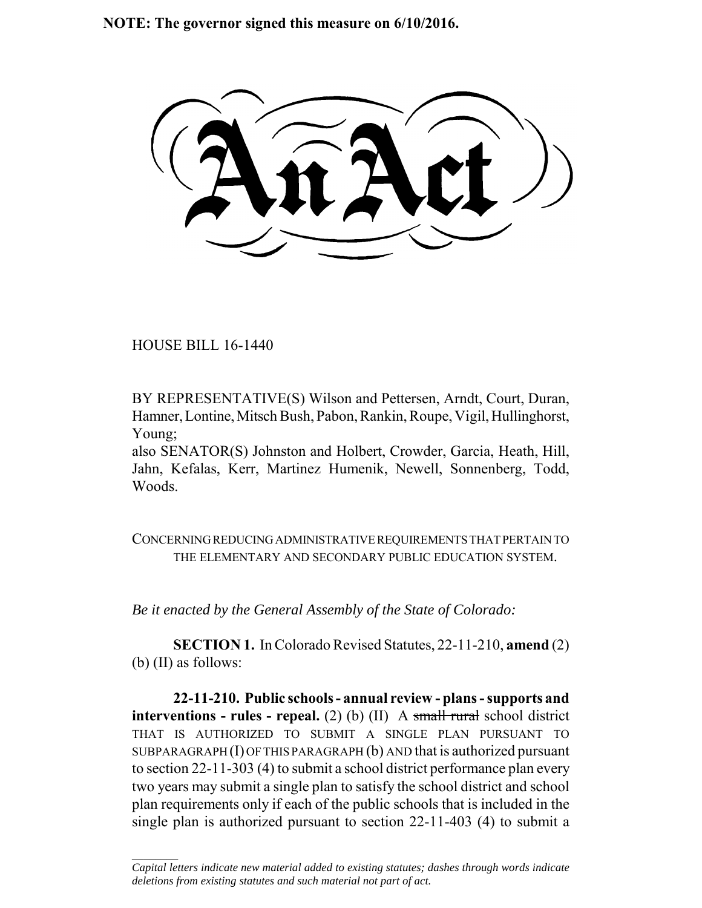**NOTE: The governor signed this measure on 6/10/2016.**

# An Act

HOUSE BILL 16-1440

BY REPRESENTATIVE(S) Wilson and Pettersen, Arndt, Court, Duran, Hamner, Lontine, Mitsch Bush, Pabon, Rankin, Roupe, Vigil, Hullinghorst, Young;
also SENATOR(S) Johnston and Holbert, Crowder, Garcia, Heath, Hill, Jahn, Kefalas, Kerr, Martinez Humenik, Newell, Sonnenberg, Todd, Woods.

CONCERNING REDUCING ADMINISTRATIVE REQUIREMENTS THAT PERTAIN TO THE ELEMENTARY AND SECONDARY PUBLIC EDUCATION SYSTEM.

*Be it enacted by the General Assembly of the State of Colorado:*

**SECTION 1.** In Colorado Revised Statutes, 22-11-210, **amend** (2) (b) (II) as follows:

**22-11-210. Public schools - annual review - plans - supports and interventions - rules - repeal.** (2) (b) (II) A ~~small rural~~ school district THAT IS AUTHORIZED TO SUBMIT A SINGLE PLAN PURSUANT TO SUBPARAGRAPH (I) OF THIS PARAGRAPH (b) AND that is authorized pursuant to section 22-11-303 (4) to submit a school district performance plan every two years may submit a single plan to satisfy the school district and school plan requirements only if each of the public schools that is included in the single plan is authorized pursuant to section 22-11-403 (4) to submit a

---

*Capital letters indicate new material added to existing statutes; dashes through words indicate deletions from existing statutes and such material not part of act.*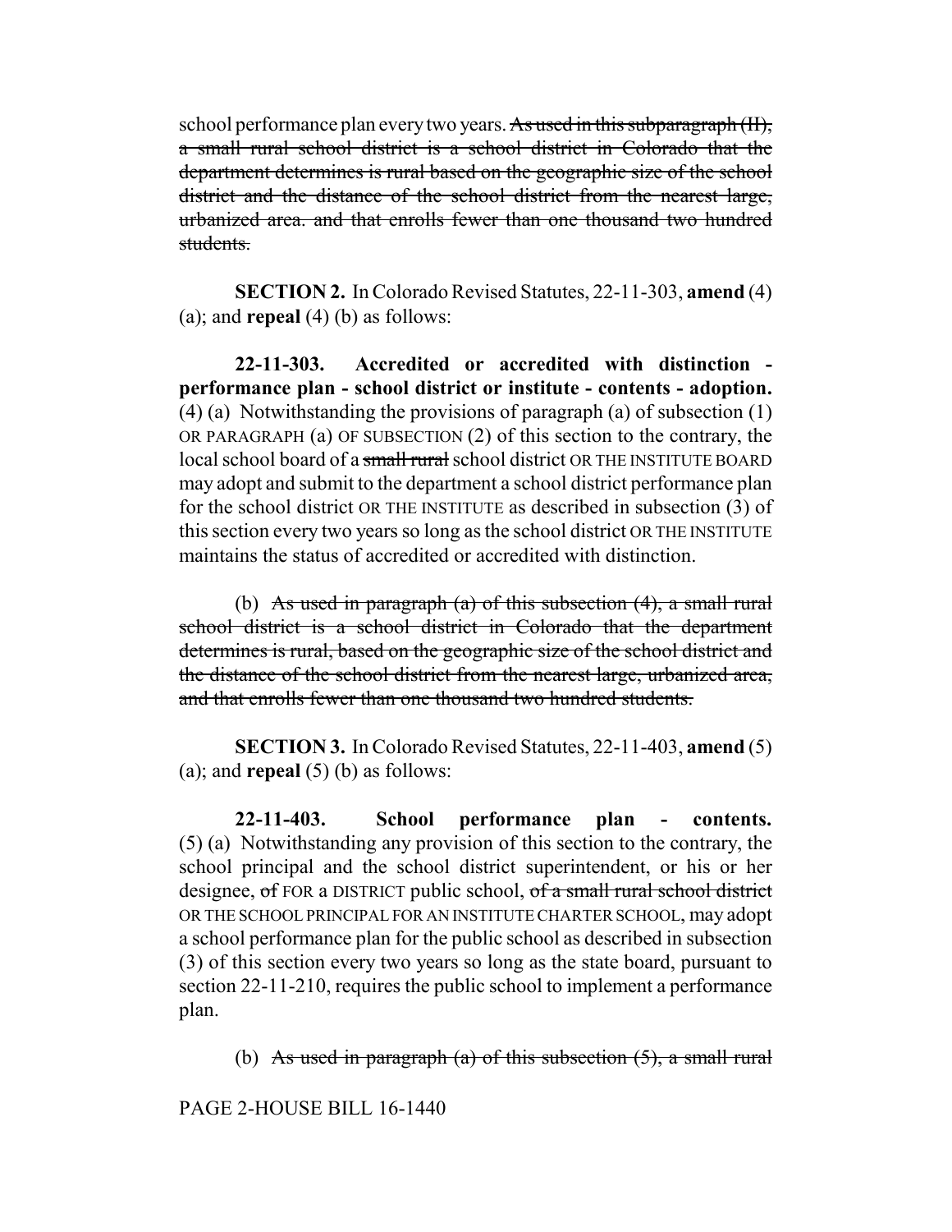school performance plan every two years. ~~As used in this subparagraph (II), a small rural school district is a school district in Colorado that the department determines is rural based on the geographic size of the school district and the distance of the school district from the nearest large, urbanized area. and that enrolls fewer than one thousand two hundred students.~~

**SECTION 2.** In Colorado Revised Statutes, 22-11-303, **amend** (4) (a); and **repeal** (4) (b) as follows:

**22-11-303. Accredited or accredited with distinction - performance plan - school district or institute - contents - adoption.** (4) (a) Notwithstanding the provisions of paragraph (a) of subsection (1) OR PARAGRAPH (a) OF SUBSECTION (2) of this section to the contrary, the local school board of a ~~small rural~~ school district OR THE INSTITUTE BOARD may adopt and submit to the department a school district performance plan for the school district OR THE INSTITUTE as described in subsection (3) of this section every two years so long as the school district OR THE INSTITUTE maintains the status of accredited or accredited with distinction.

(b) ~~As used in paragraph (a) of this subsection (4), a small rural school district is a school district in Colorado that the department determines is rural, based on the geographic size of the school district and the distance of the school district from the nearest large, urbanized area, and that enrolls fewer than one thousand two hundred students.~~

**SECTION 3.** In Colorado Revised Statutes, 22-11-403, **amend** (5) (a); and **repeal** (5) (b) as follows:

**22-11-403. School performance plan - contents.** (5) (a) Notwithstanding any provision of this section to the contrary, the school principal and the school district superintendent, or his or her designee, ~~of~~ FOR a DISTRICT public school, ~~of a small rural school district~~ OR THE SCHOOL PRINCIPAL FOR AN INSTITUTE CHARTER SCHOOL, may adopt a school performance plan for the public school as described in subsection (3) of this section every two years so long as the state board, pursuant to section 22-11-210, requires the public school to implement a performance plan.

(b) ~~As used in paragraph (a) of this subsection (5), a small rural~~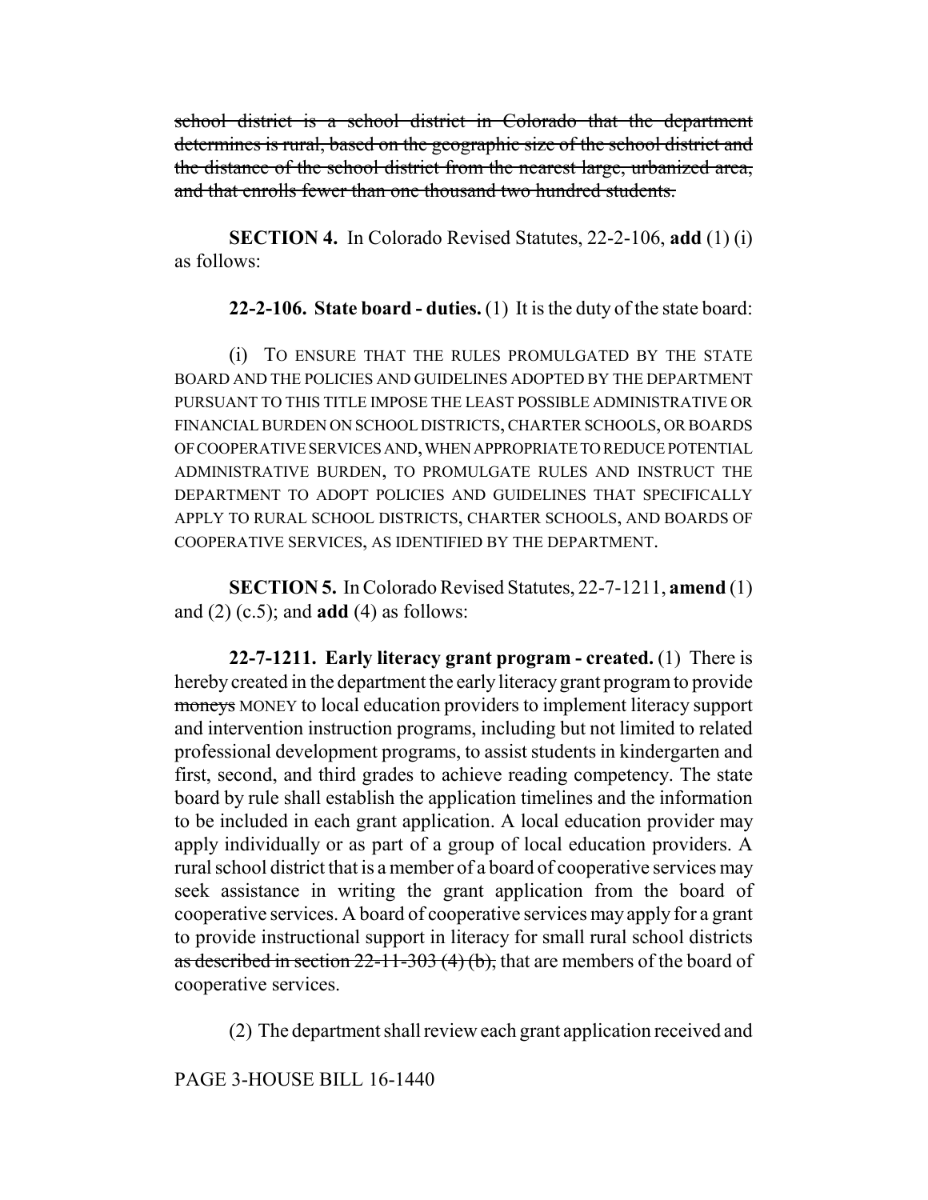~~school district is a school district in Colorado that the department determines is rural, based on the geographic size of the school district and the distance of the school district from the nearest large, urbanized area, and that enrolls fewer than one thousand two hundred students.~~

**SECTION 4.** In Colorado Revised Statutes, 22-2-106, **add** (1) (i) as follows:

**22-2-106. State board - duties.** (1) It is the duty of the state board:

(i) TO ENSURE THAT THE RULES PROMULGATED BY THE STATE BOARD AND THE POLICIES AND GUIDELINES ADOPTED BY THE DEPARTMENT PURSUANT TO THIS TITLE IMPOSE THE LEAST POSSIBLE ADMINISTRATIVE OR FINANCIAL BURDEN ON SCHOOL DISTRICTS, CHARTER SCHOOLS, OR BOARDS OF COOPERATIVE SERVICES AND, WHEN APPROPRIATE TO REDUCE POTENTIAL ADMINISTRATIVE BURDEN, TO PROMULGATE RULES AND INSTRUCT THE DEPARTMENT TO ADOPT POLICIES AND GUIDELINES THAT SPECIFICALLY APPLY TO RURAL SCHOOL DISTRICTS, CHARTER SCHOOLS, AND BOARDS OF COOPERATIVE SERVICES, AS IDENTIFIED BY THE DEPARTMENT.

**SECTION 5.** In Colorado Revised Statutes, 22-7-1211, **amend** (1) and (2) (c.5); and **add** (4) as follows:

**22-7-1211. Early literacy grant program - created.** (1) There is hereby created in the department the early literacy grant program to provide ~~moneys~~ MONEY to local education providers to implement literacy support and intervention instruction programs, including but not limited to related professional development programs, to assist students in kindergarten and first, second, and third grades to achieve reading competency. The state board by rule shall establish the application timelines and the information to be included in each grant application. A local education provider may apply individually or as part of a group of local education providers. A rural school district that is a member of a board of cooperative services may seek assistance in writing the grant application from the board of cooperative services. A board of cooperative services may apply for a grant to provide instructional support in literacy for small rural school districts ~~as described in section 22-11-303 (4) (b),~~ that are members of the board of cooperative services.

(2) The department shall review each grant application received and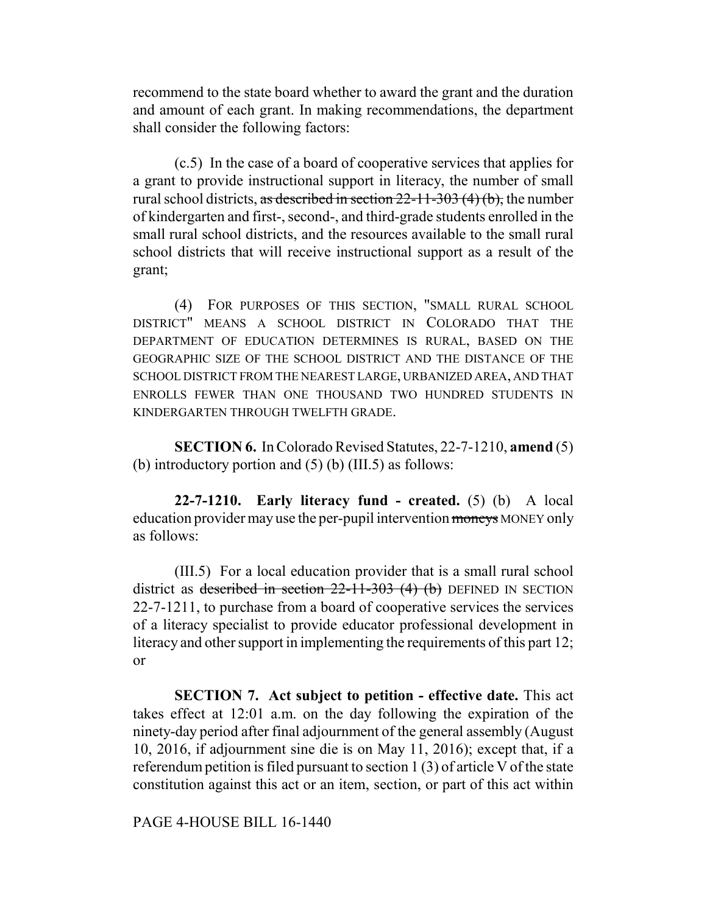recommend to the state board whether to award the grant and the duration and amount of each grant. In making recommendations, the department shall consider the following factors:

(c.5) In the case of a board of cooperative services that applies for a grant to provide instructional support in literacy, the number of small rural school districts, ~~as described in section 22-11-303 (4) (b),~~ the number of kindergarten and first-, second-, and third-grade students enrolled in the small rural school districts, and the resources available to the small rural school districts that will receive instructional support as a result of the grant;

(4) FOR PURPOSES OF THIS SECTION, "SMALL RURAL SCHOOL DISTRICT" MEANS A SCHOOL DISTRICT IN COLORADO THAT THE DEPARTMENT OF EDUCATION DETERMINES IS RURAL, BASED ON THE GEOGRAPHIC SIZE OF THE SCHOOL DISTRICT AND THE DISTANCE OF THE SCHOOL DISTRICT FROM THE NEAREST LARGE, URBANIZED AREA, AND THAT ENROLLS FEWER THAN ONE THOUSAND TWO HUNDRED STUDENTS IN KINDERGARTEN THROUGH TWELFTH GRADE.

**SECTION 6.** In Colorado Revised Statutes, 22-7-1210, **amend** (5) (b) introductory portion and (5) (b) (III.5) as follows:

**22-7-1210. Early literacy fund - created.** (5) (b) A local education provider may use the per-pupil intervention ~~moneys~~ MONEY only as follows:

(III.5) For a local education provider that is a small rural school district as ~~described in section 22-11-303 (4) (b)~~ DEFINED IN SECTION 22-7-1211, to purchase from a board of cooperative services the services of a literacy specialist to provide educator professional development in literacy and other support in implementing the requirements of this part 12; or

**SECTION 7. Act subject to petition - effective date.** This act takes effect at 12:01 a.m. on the day following the expiration of the ninety-day period after final adjournment of the general assembly (August 10, 2016, if adjournment sine die is on May 11, 2016); except that, if a referendum petition is filed pursuant to section 1 (3) of article V of the state constitution against this act or an item, section, or part of this act within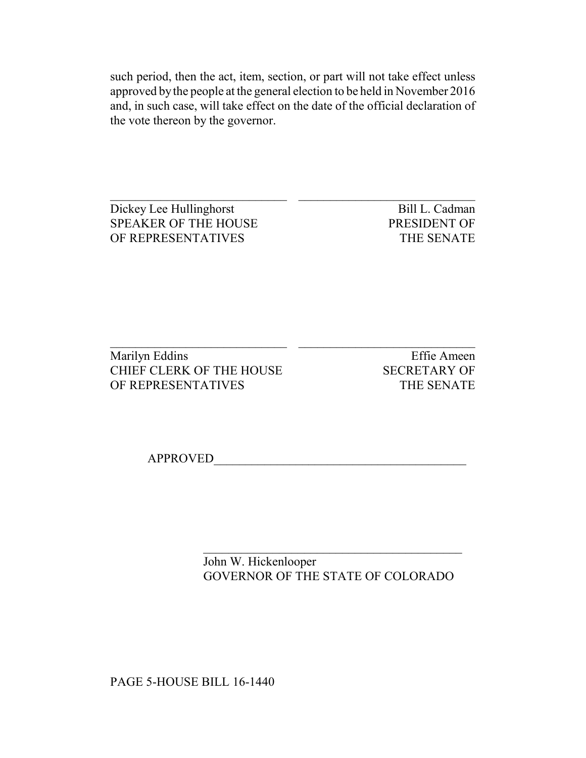such period, then the act, item, section, or part will not take effect unless approved by the people at the general election to be held in November 2016 and, in such case, will take effect on the date of the official declaration of the vote thereon by the governor.

| | |
|---|---|
| ____________________________ | ____________________________ |
| Dickey Lee Hullinghorst | Bill L. Cadman |
| SPEAKER OF THE HOUSE | PRESIDENT OF |
| OF REPRESENTATIVES | THE SENATE |

| | |
|---|---|
| ____________________________ | ____________________________ |
| Marilyn Eddins | Effie Ameen |
| CHIEF CLERK OF THE HOUSE | SECRETARY OF |
| OF REPRESENTATIVES | THE SENATE |

APPROVED________________________________________

_________________________________________

John W. Hickenlooper
GOVERNOR OF THE STATE OF COLORADO

PAGE 5-HOUSE BILL 16-1440